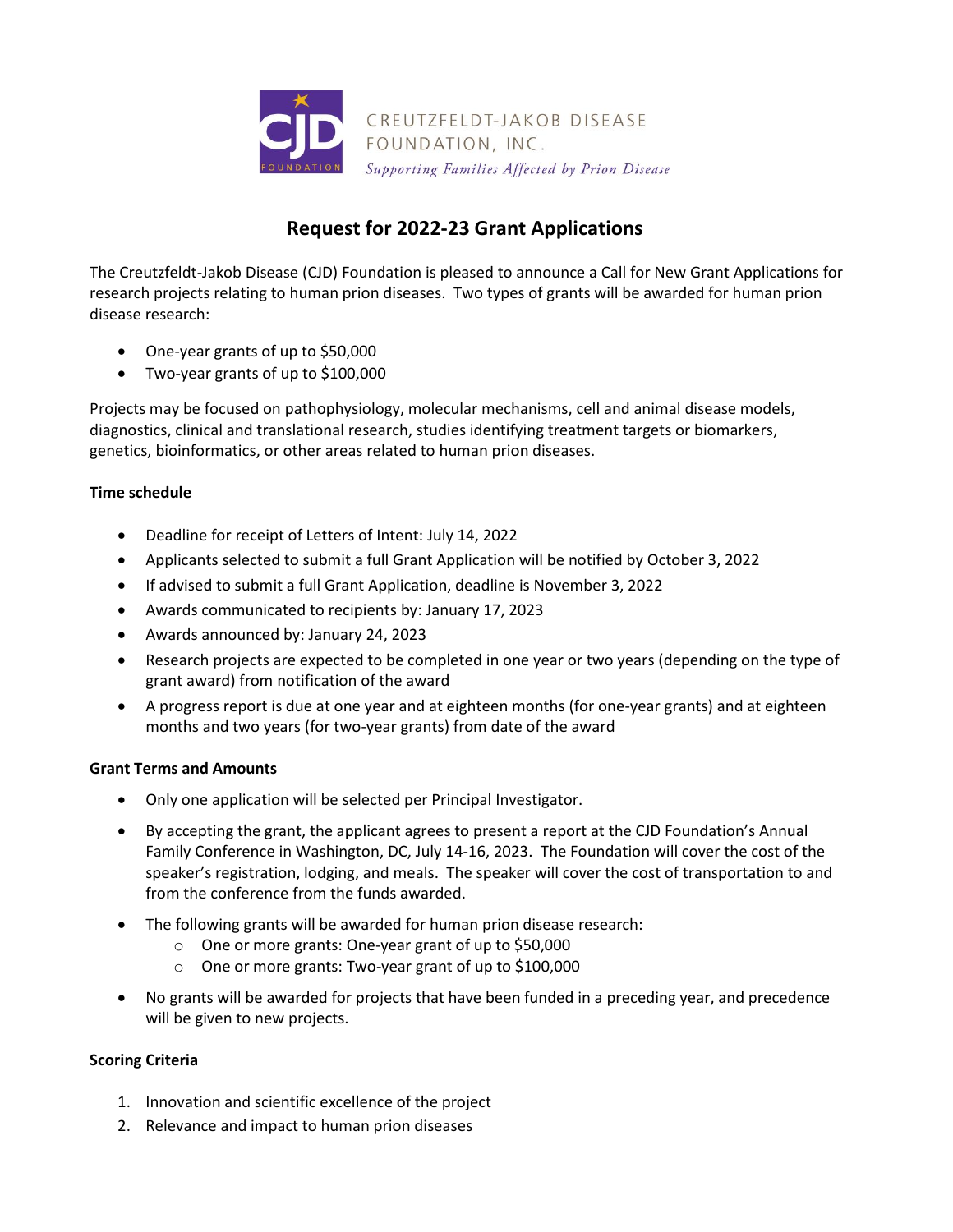CREUTZFELDT-JAKOB DISEASE FOUNDATION, INC.

*Supporting Families Affected by Prion Disease*

# Request for 2022-23 Grant Applications

The Creutzfeldt-Jakob Disease (CJD) Foundation is pleased to announce a Call for New Grant Applications for research projects relating to human prion diseases. Two types of grants will be awarded for human prion disease research:

- One-year grants of up to $50,000
- Two-year grants of up to $100,000

Projects may be focused on pathophysiology, molecular mechanisms, cell and animal disease models, diagnostics, clinical and translational research, studies identifying treatment targets or biomarkers, genetics, bioinformatics, or other areas related to human prion diseases.

**Time schedule**

- Deadline for receipt of Letters of Intent: July 14, 2022
- Applicants selected to submit a full Grant Application will be notified by October 3, 2022
- If advised to submit a full Grant Application, deadline is November 3, 2022
- Awards communicated to recipients by: January 17, 2023
- Awards announced by: January 24, 2023
- Research projects are expected to be completed in one year or two years (depending on the type of grant award) from notification of the award
- A progress report is due at one year and at eighteen months (for one-year grants) and at eighteen months and two years (for two-year grants) from date of the award

**Grant Terms and Amounts**

- Only one application will be selected per Principal Investigator.
- By accepting the grant, the applicant agrees to present a report at the CJD Foundation's Annual Family Conference in Washington, DC, July 14-16, 2023. The Foundation will cover the cost of the speaker's registration, lodging, and meals. The speaker will cover the cost of transportation to and from the conference from the funds awarded.
- The following grants will be awarded for human prion disease research:
  - One or more grants: One-year grant of up to $50,000
  - One or more grants: Two-year grant of up to $100,000
- No grants will be awarded for projects that have been funded in a preceding year, and precedence will be given to new projects.

**Scoring Criteria**

1. Innovation and scientific excellence of the project
2. Relevance and impact to human prion diseases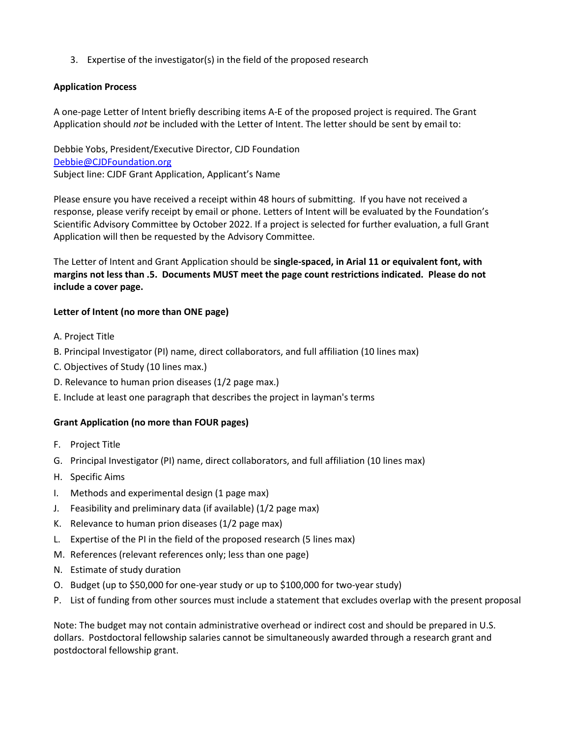3. Expertise of the investigator(s) in the field of the proposed research

**Application Process**

A one-page Letter of Intent briefly describing items A-E of the proposed project is required. The Grant Application should *not* be included with the Letter of Intent. The letter should be sent by email to:

Debbie Yobs, President/Executive Director, CJD Foundation
[Debbie@CJDFoundation.org](mailto:Debbie@CJDFoundation.org)
Subject line: CJDF Grant Application, Applicant's Name

Please ensure you have received a receipt within 48 hours of submitting. If you have not received a response, please verify receipt by email or phone. Letters of Intent will be evaluated by the Foundation's Scientific Advisory Committee by October 2022. If a project is selected for further evaluation, a full Grant Application will then be requested by the Advisory Committee.

The Letter of Intent and Grant Application should be **single-spaced, in Arial 11 or equivalent font, with margins not less than .5. Documents MUST meet the page count restrictions indicated. Please do not include a cover page.**

**Letter of Intent (no more than ONE page)**

A. Project Title
B. Principal Investigator (PI) name, direct collaborators, and full affiliation (10 lines max)
C. Objectives of Study (10 lines max.)
D. Relevance to human prion diseases (1/2 page max.)
E. Include at least one paragraph that describes the project in layman's terms

**Grant Application (no more than FOUR pages)**

F. Project Title
G. Principal Investigator (PI) name, direct collaborators, and full affiliation (10 lines max)
H. Specific Aims
I. Methods and experimental design (1 page max)
J. Feasibility and preliminary data (if available) (1/2 page max)
K. Relevance to human prion diseases (1/2 page max)
L. Expertise of the PI in the field of the proposed research (5 lines max)
M. References (relevant references only; less than one page)
N. Estimate of study duration
O. Budget (up to $50,000 for one-year study or up to $100,000 for two-year study)
P. List of funding from other sources must include a statement that excludes overlap with the present proposal

Note: The budget may not contain administrative overhead or indirect cost and should be prepared in U.S. dollars. Postdoctoral fellowship salaries cannot be simultaneously awarded through a research grant and postdoctoral fellowship grant.